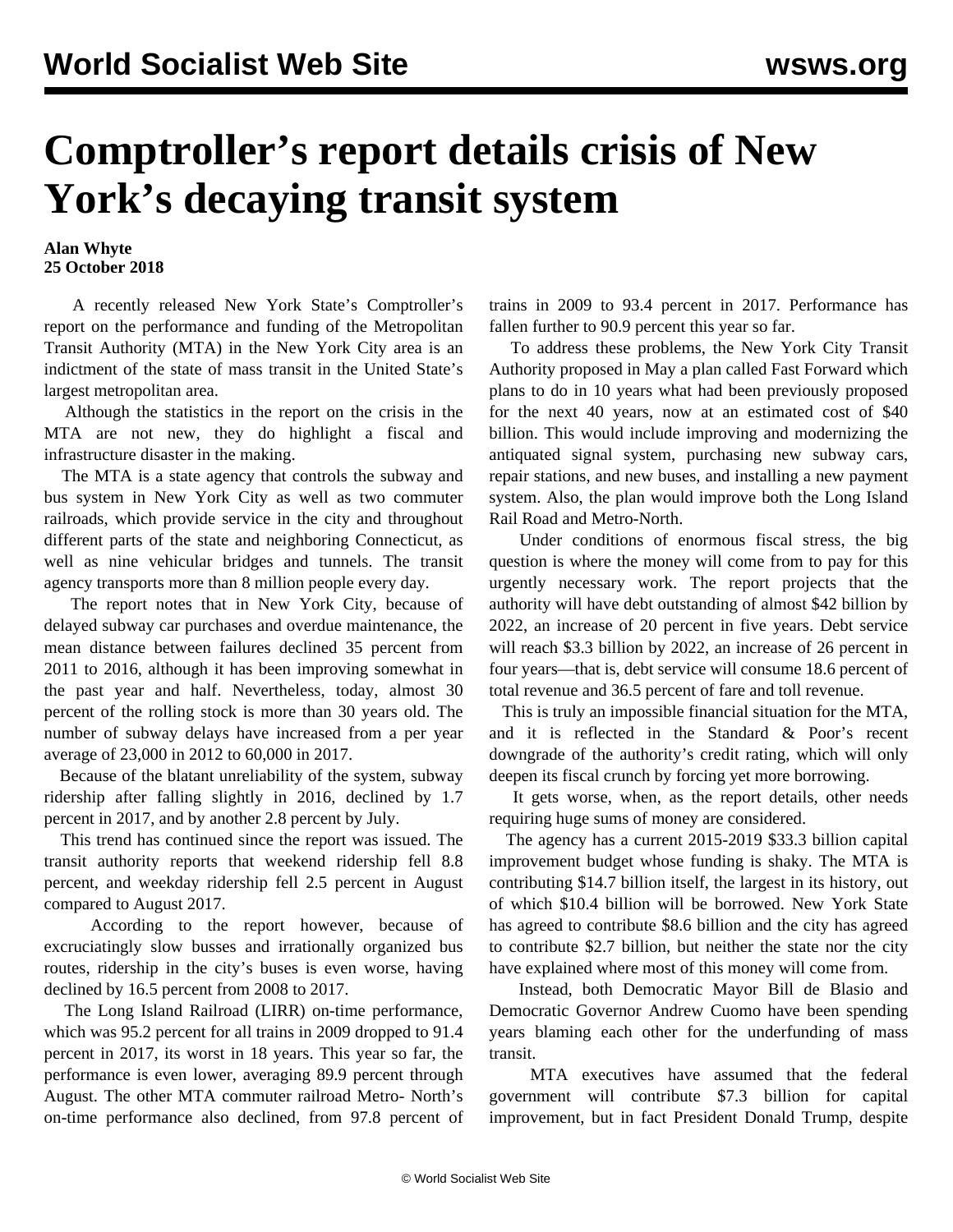# Comptroller's report details crisis of New York's decaying transit system

**Alan Whyte**
**25 October 2018**

A recently released New York State's Comptroller's report on the performance and funding of the Metropolitan Transit Authority (MTA) in the New York City area is an indictment of the state of mass transit in the United State's largest metropolitan area.

Although the statistics in the report on the crisis in the MTA are not new, they do highlight a fiscal and infrastructure disaster in the making.

The MTA is a state agency that controls the subway and bus system in New York City as well as two commuter railroads, which provide service in the city and throughout different parts of the state and neighboring Connecticut, as well as nine vehicular bridges and tunnels. The transit agency transports more than 8 million people every day.

The report notes that in New York City, because of delayed subway car purchases and overdue maintenance, the mean distance between failures declined 35 percent from 2011 to 2016, although it has been improving somewhat in the past year and half. Nevertheless, today, almost 30 percent of the rolling stock is more than 30 years old. The number of subway delays have increased from a per year average of 23,000 in 2012 to 60,000 in 2017.

Because of the blatant unreliability of the system, subway ridership after falling slightly in 2016, declined by 1.7 percent in 2017, and by another 2.8 percent by July.

This trend has continued since the report was issued. The transit authority reports that weekend ridership fell 8.8 percent, and weekday ridership fell 2.5 percent in August compared to August 2017.

According to the report however, because of excruciatingly slow busses and irrationally organized bus routes, ridership in the city's buses is even worse, having declined by 16.5 percent from 2008 to 2017.

The Long Island Railroad (LIRR) on-time performance, which was 95.2 percent for all trains in 2009 dropped to 91.4 percent in 2017, its worst in 18 years. This year so far, the performance is even lower, averaging 89.9 percent through August. The other MTA commuter railroad Metro- North's on-time performance also declined, from 97.8 percent of trains in 2009 to 93.4 percent in 2017. Performance has fallen further to 90.9 percent this year so far.

To address these problems, the New York City Transit Authority proposed in May a plan called Fast Forward which plans to do in 10 years what had been previously proposed for the next 40 years, now at an estimated cost of $40 billion. This would include improving and modernizing the antiquated signal system, purchasing new subway cars, repair stations, and new buses, and installing a new payment system. Also, the plan would improve both the Long Island Rail Road and Metro-North.

Under conditions of enormous fiscal stress, the big question is where the money will come from to pay for this urgently necessary work. The report projects that the authority will have debt outstanding of almost $42 billion by 2022, an increase of 20 percent in five years. Debt service will reach $3.3 billion by 2022, an increase of 26 percent in four years—that is, debt service will consume 18.6 percent of total revenue and 36.5 percent of fare and toll revenue.

This is truly an impossible financial situation for the MTA, and it is reflected in the Standard & Poor's recent downgrade of the authority's credit rating, which will only deepen its fiscal crunch by forcing yet more borrowing.

It gets worse, when, as the report details, other needs requiring huge sums of money are considered.

The agency has a current 2015-2019 $33.3 billion capital improvement budget whose funding is shaky. The MTA is contributing $14.7 billion itself, the largest in its history, out of which $10.4 billion will be borrowed. New York State has agreed to contribute $8.6 billion and the city has agreed to contribute $2.7 billion, but neither the state nor the city have explained where most of this money will come from.

Instead, both Democratic Mayor Bill de Blasio and Democratic Governor Andrew Cuomo have been spending years blaming each other for the underfunding of mass transit.

MTA executives have assumed that the federal government will contribute $7.3 billion for capital improvement, but in fact President Donald Trump, despite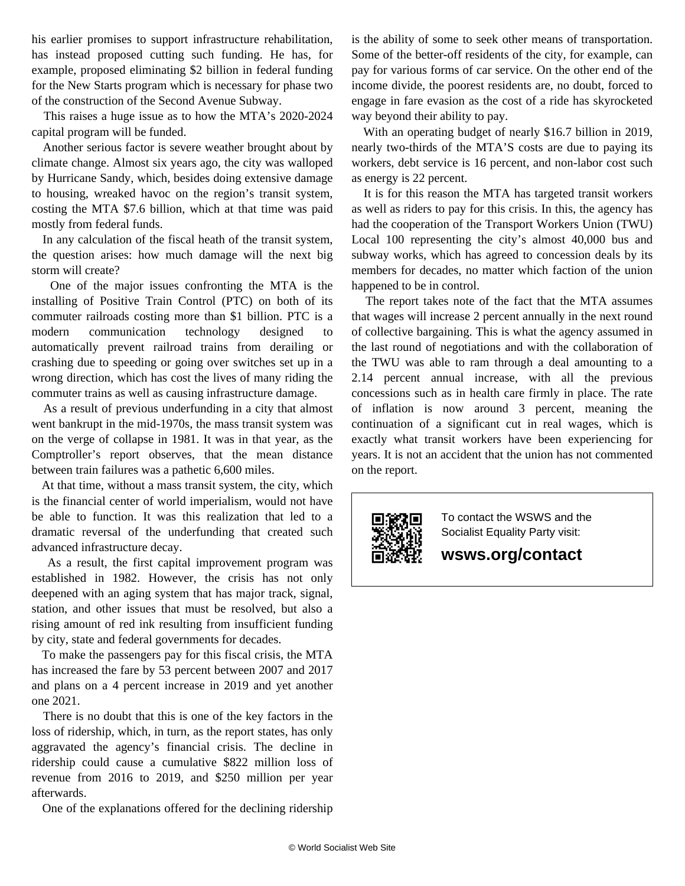his earlier promises to support infrastructure rehabilitation, has instead proposed cutting such funding. He has, for example, proposed eliminating $2 billion in federal funding for the New Starts program which is necessary for phase two of the construction of the Second Avenue Subway.

This raises a huge issue as to how the MTA's 2020-2024 capital program will be funded.

Another serious factor is severe weather brought about by climate change. Almost six years ago, the city was walloped by Hurricane Sandy, which, besides doing extensive damage to housing, wreaked havoc on the region's transit system, costing the MTA $7.6 billion, which at that time was paid mostly from federal funds.

In any calculation of the fiscal heath of the transit system, the question arises: how much damage will the next big storm will create?

One of the major issues confronting the MTA is the installing of Positive Train Control (PTC) on both of its commuter railroads costing more than $1 billion. PTC is a modern communication technology designed to automatically prevent railroad trains from derailing or crashing due to speeding or going over switches set up in a wrong direction, which has cost the lives of many riding the commuter trains as well as causing infrastructure damage.

As a result of previous underfunding in a city that almost went bankrupt in the mid-1970s, the mass transit system was on the verge of collapse in 1981. It was in that year, as the Comptroller's report observes, that the mean distance between train failures was a pathetic 6,600 miles.

At that time, without a mass transit system, the city, which is the financial center of world imperialism, would not have be able to function. It was this realization that led to a dramatic reversal of the underfunding that created such advanced infrastructure decay.

As a result, the first capital improvement program was established in 1982. However, the crisis has not only deepened with an aging system that has major track, signal, station, and other issues that must be resolved, but also a rising amount of red ink resulting from insufficient funding by city, state and federal governments for decades.

To make the passengers pay for this fiscal crisis, the MTA has increased the fare by 53 percent between 2007 and 2017 and plans on a 4 percent increase in 2019 and yet another one 2021.

There is no doubt that this is one of the key factors in the loss of ridership, which, in turn, as the report states, has only aggravated the agency's financial crisis. The decline in ridership could cause a cumulative $822 million loss of revenue from 2016 to 2019, and $250 million per year afterwards.

One of the explanations offered for the declining ridership is the ability of some to seek other means of transportation. Some of the better-off residents of the city, for example, can pay for various forms of car service. On the other end of the income divide, the poorest residents are, no doubt, forced to engage in fare evasion as the cost of a ride has skyrocketed way beyond their ability to pay.

With an operating budget of nearly $16.7 billion in 2019, nearly two-thirds of the MTA'S costs are due to paying its workers, debt service is 16 percent, and non-labor cost such as energy is 22 percent.

It is for this reason the MTA has targeted transit workers as well as riders to pay for this crisis. In this, the agency has had the cooperation of the Transport Workers Union (TWU) Local 100 representing the city's almost 40,000 bus and subway works, which has agreed to concession deals by its members for decades, no matter which faction of the union happened to be in control.

The report takes note of the fact that the MTA assumes that wages will increase 2 percent annually in the next round of collective bargaining. This is what the agency assumed in the last round of negotiations and with the collaboration of the TWU was able to ram through a deal amounting to a 2.14 percent annual increase, with all the previous concessions such as in health care firmly in place. The rate of inflation is now around 3 percent, meaning the continuation of a significant cut in real wages, which is exactly what transit workers have been experiencing for years. It is not an accident that the union has not commented on the report.

To contact the WSWS and the Socialist Equality Party visit:

**wsws.org/contact**